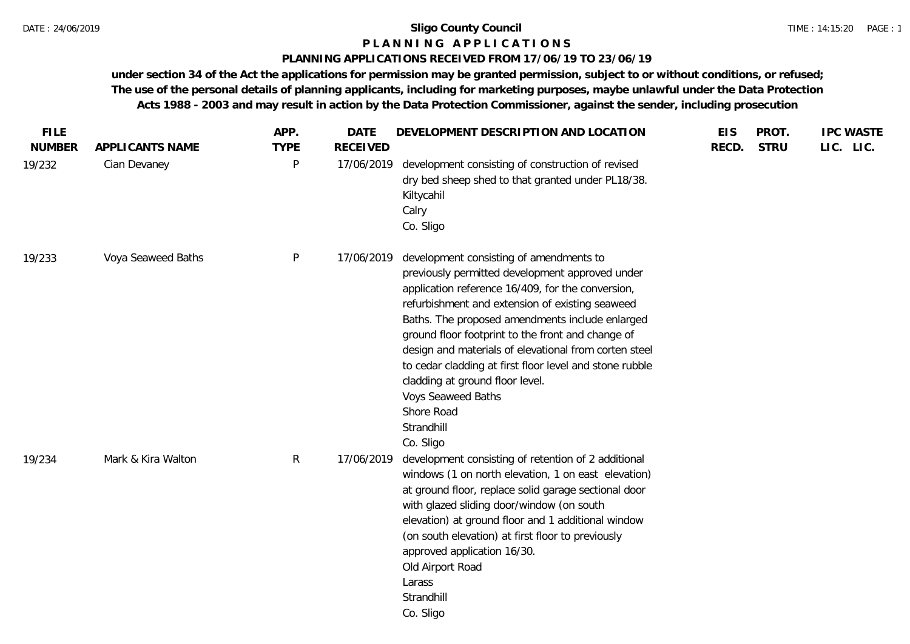**Sligo County Council**

# P L A N N I N G   A P P L I C A T I O N S

## PLANNING APPLICATIONS RECEIVED FROM 17/06/19 TO 23/06/19

**under section 34 of the Act the applications for permission may be granted permission, subject to or without conditions, or refused; The use of the personal details of planning applicants, including for marketing purposes, maybe unlawful under the Data Protection Acts 1988 - 2003 and may result in action by the Data Protection Commissioner, against the sender, including prosecution**

| FILE NUMBER | APPLICANTS NAME | APP. TYPE | DATE RECEIVED | DEVELOPMENT DESCRIPTION AND LOCATION | EIS RECD. | PROT. STRU | IPC LIC. | WASTE LIC. |
|---|---|---|---|---|---|---|---|---|
| 19/232 | Cian Devaney | P | 17/06/2019 | development consisting of construction of revised dry bed sheep shed to that granted under PL18/38.<br>Kiltycahil<br>Calry<br>Co. Sligo | | | | |
| 19/233 | Voya Seaweed Baths | P | 17/06/2019 | development consisting of amendments to previously permitted development approved under application reference 16/409, for the conversion, refurbishment and extension of existing seaweed Baths. The proposed amendments include enlarged ground floor footprint to the front and change of design and materials of elevational from corten steel to cedar cladding at first floor level and stone rubble cladding at ground floor level.<br>Voys Seaweed Baths<br>Shore Road<br>Strandhill<br>Co. Sligo | | | | |
| 19/234 | Mark & Kira Walton | R | 17/06/2019 | development consisting of retention of 2 additional windows (1 on north elevation, 1 on east elevation) at ground floor, replace solid garage sectional door with glazed sliding door/window (on south elevation) at ground floor and 1 additional window (on south elevation) at first floor to previously approved application 16/30.<br>Old Airport Road<br>Larass<br>Strandhill<br>Co. Sligo | | | | |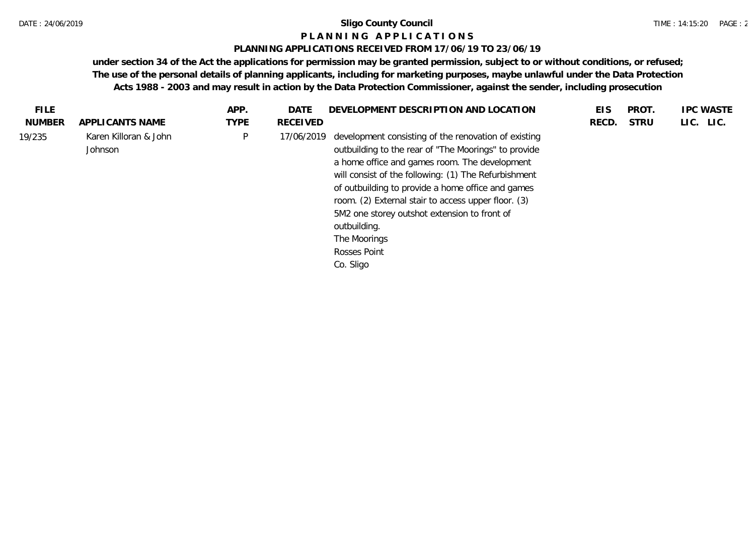# Sligo County Council

## P L A N N I N G   A P P L I C A T I O N S

### PLANNING APPLICATIONS RECEIVED FROM 17/06/19 TO 23/06/19

**under section 34 of the Act the applications for permission may be granted permission, subject to or without conditions, or refused; The use of the personal details of planning applicants, including for marketing purposes, maybe unlawful under the Data Protection Acts 1988 - 2003 and may result in action by the Data Protection Commissioner, against the sender, including prosecution**

| FILE NUMBER | APPLICANTS NAME | APP. TYPE | DATE RECEIVED | DEVELOPMENT DESCRIPTION AND LOCATION | EIS RECD. | PROT. STRU | IPC LIC. | WASTE LIC. |
|---|---|---|---|---|---|---|---|---|
| 19/235 | Karen Killoran & John Johnson | P | 17/06/2019 | development consisting of the renovation of existing outbuilding to the rear of "The Moorings" to provide a home office and games room. The development will consist of the following: (1) The Refurbishment of outbuilding to provide a home office and games room. (2) External stair to access upper floor. (3) 5M2 one storey outshot extension to front of outbuilding.<br>The Moorings<br>Rosses Point<br>Co. Sligo | | | | |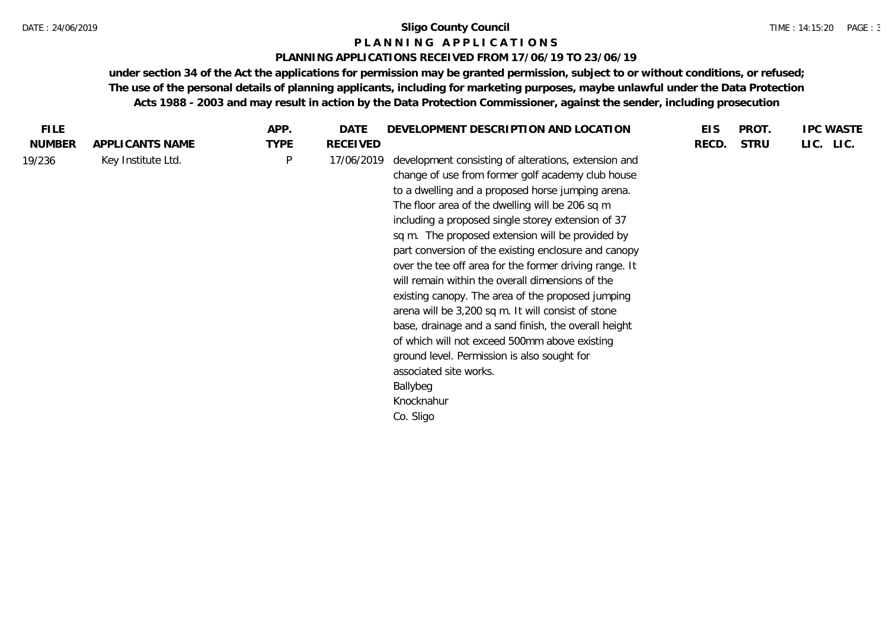# Sligo County Council

## P L A N N I N G   A P P L I C A T I O N S

### PLANNING APPLICATIONS RECEIVED FROM 17/06/19 TO 23/06/19

**under section 34 of the Act the applications for permission may be granted permission, subject to or without conditions, or refused; The use of the personal details of planning applicants, including for marketing purposes, maybe unlawful under the Data Protection Acts 1988 - 2003 and may result in action by the Data Protection Commissioner, against the sender, including prosecution**

| FILE NUMBER | APPLICANTS NAME | APP. TYPE | DATE RECEIVED | DEVELOPMENT DESCRIPTION AND LOCATION | EIS RECD. | PROT. STRU | IPC LIC. | WASTE LIC. |
|---|---|---|---|---|---|---|---|---|
| 19/236 | Key Institute Ltd. | P | 17/06/2019 | development consisting of alterations, extension and change of use from former golf academy club house to a dwelling and a proposed horse jumping arena. The floor area of the dwelling will be 206 sq m including a proposed single storey extension of 37 sq m. The proposed extension will be provided by part conversion of the existing enclosure and canopy over the tee off area for the former driving range. It will remain within the overall dimensions of the existing canopy. The area of the proposed jumping arena will be 3,200 sq m. It will consist of stone base, drainage and a sand finish, the overall height of which will not exceed 500mm above existing ground level. Permission is also sought for associated site works.<br>Ballybeg<br>Knocknahur<br>Co. Sligo | | | | |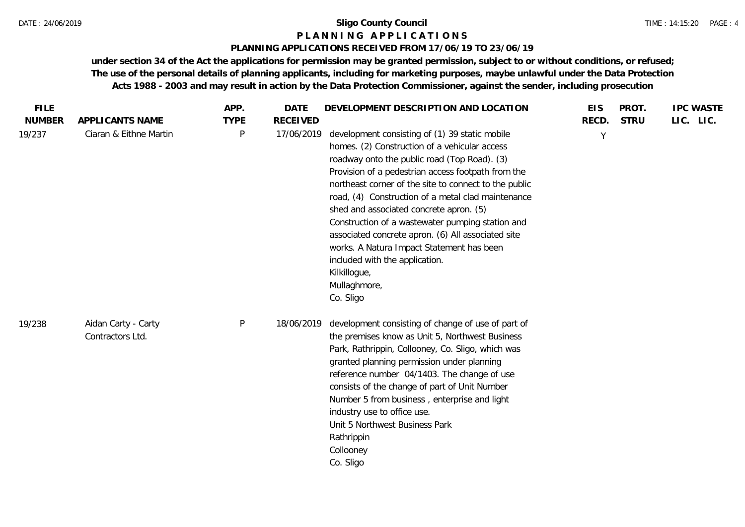# Sligo County Council

## PLANNING APPLICATIONS

### PLANNING APPLICATIONS RECEIVED FROM 17/06/19 TO 23/06/19

**under section 34 of the Act the applications for permission may be granted permission, subject to or without conditions, or refused; The use of the personal details of planning applicants, including for marketing purposes, maybe unlawful under the Data Protection Acts 1988 - 2003 and may result in action by the Data Protection Commissioner, against the sender, including prosecution**

| FILE NUMBER | APPLICANTS NAME | APP. TYPE | DATE RECEIVED | DEVELOPMENT DESCRIPTION AND LOCATION | EIS RECD. | PROT. STRU | IPC LIC. | WASTE LIC. |
|---|---|---|---|---|---|---|---|---|
| 19/237 | Ciaran & Eithne Martin | P | 17/06/2019 | development consisting of (1) 39 static mobile homes. (2) Construction of a vehicular access roadway onto the public road (Top Road). (3) Provision of a pedestrian access footpath from the northeast corner of the site to connect to the public road, (4) Construction of a metal clad maintenance shed and associated concrete apron. (5) Construction of a wastewater pumping station and associated concrete apron. (6) All associated site works. A Natura Impact Statement has been included with the application.<br>Kilkillogue,<br>Mullaghmore,<br>Co. Sligo | Y | | | |
| 19/238 | Aidan Carty - Carty Contractors Ltd. | P | 18/06/2019 | development consisting of change of use of part of the premises know as Unit 5, Northwest Business Park, Rathrippin, Collooney, Co. Sligo, which was granted planning permission under planning reference number 04/1403. The change of use consists of the change of part of Unit Number Number 5 from business , enterprise and light industry use to office use.<br>Unit 5 Northwest Business Park<br>Rathrippin<br>Collooney<br>Co. Sligo | | | | |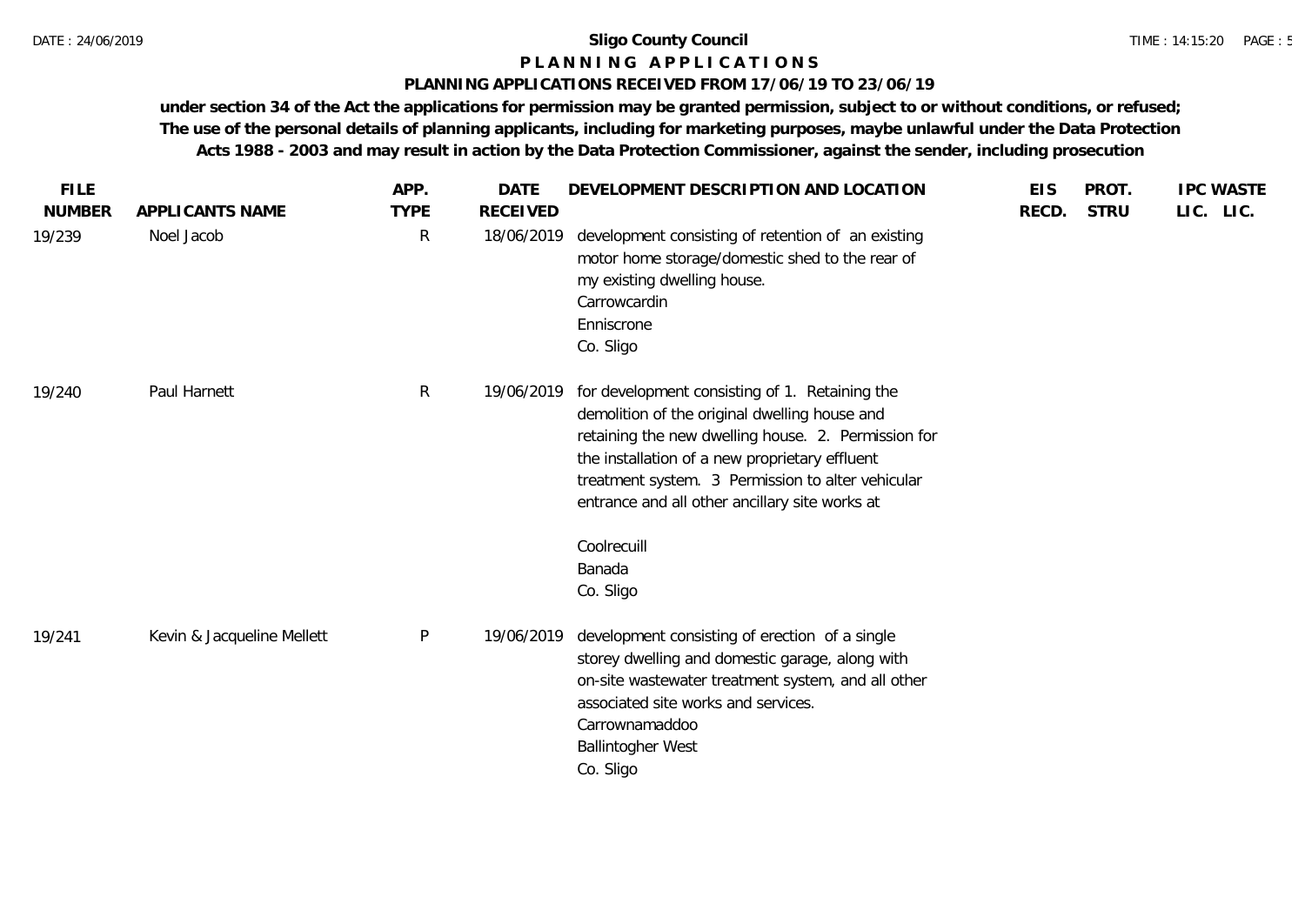**Sligo County Council**

**P L A N N I N G  A P P L I C A T I O N S**

**PLANNING APPLICATIONS RECEIVED FROM 17/06/19 TO 23/06/19**

**under section 34 of the Act the applications for permission may be granted permission, subject to or without conditions, or refused; The use of the personal details of planning applicants, including for marketing purposes, maybe unlawful under the Data Protection Acts 1988 - 2003 and may result in action by the Data Protection Commissioner, against the sender, including prosecution**

| FILE NUMBER | APPLICANTS NAME | APP. TYPE | DATE RECEIVED | DEVELOPMENT DESCRIPTION AND LOCATION | EIS RECD. | PROT. STRU | IPC LIC. | WASTE LIC. |
|---|---|---|---|---|---|---|---|---|
| 19/239 | Noel Jacob | R | 18/06/2019 | development consisting of retention of an existing motor home storage/domestic shed to the rear of my existing dwelling house.<br>Carrowcardin<br>Enniscrone<br>Co. Sligo | | | | |
| 19/240 | Paul Harnett | R | 19/06/2019 | for development consisting of 1. Retaining the demolition of the original dwelling house and retaining the new dwelling house. 2. Permission for the installation of a new proprietary effluent treatment system. 3 Permission to alter vehicular entrance and all other ancillary site works at<br>Coolrecuill<br>Banada<br>Co. Sligo | | | | |
| 19/241 | Kevin & Jacqueline Mellett | P | 19/06/2019 | development consisting of erection of a single storey dwelling and domestic garage, along with on-site wastewater treatment system, and all other associated site works and services.<br>Carrownamaddoo<br>Ballintogher West<br>Co. Sligo | | | | |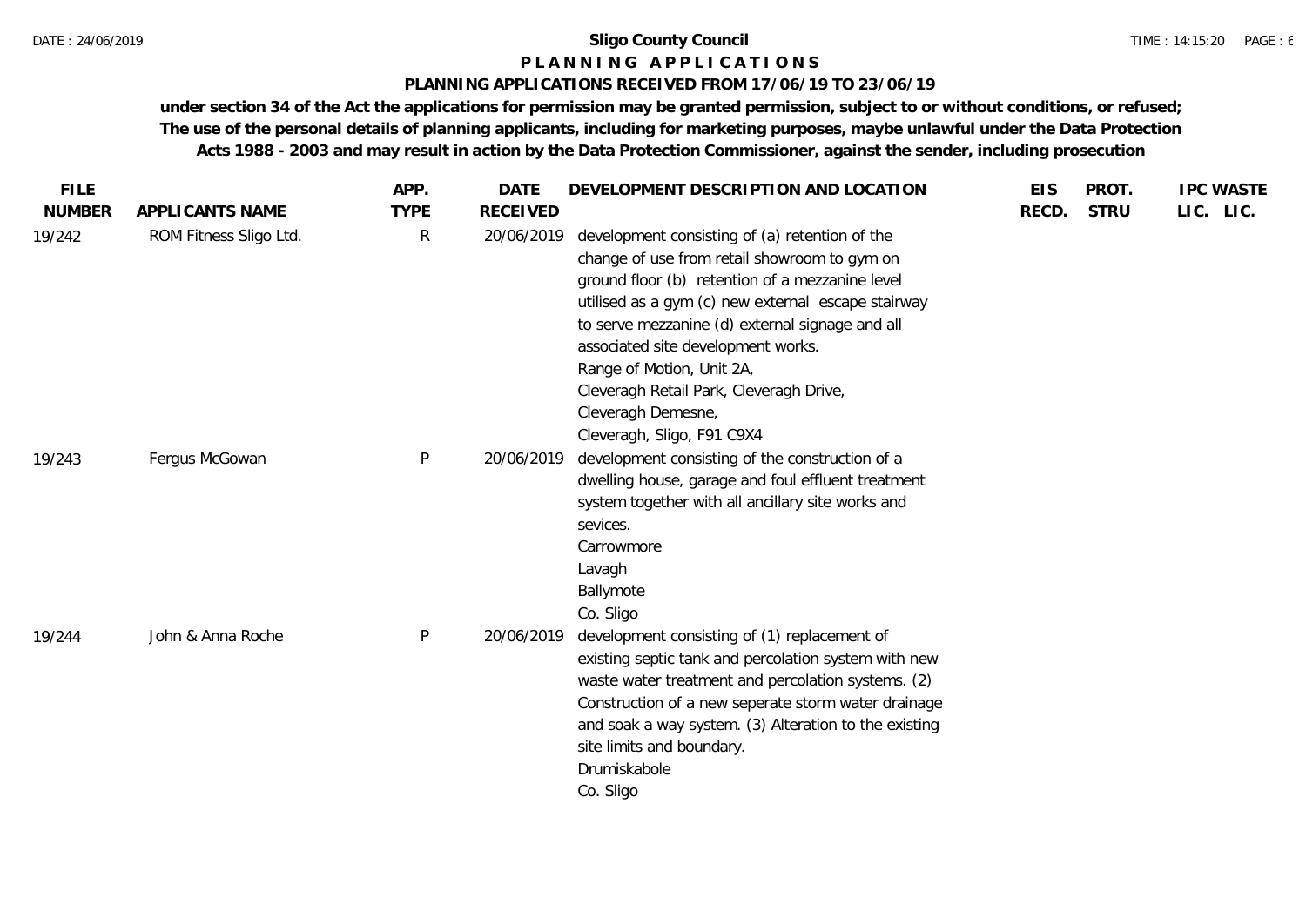**Sligo County Council**

**P L A N N I N G   A P P L I C A T I O N S**

**PLANNING APPLICATIONS RECEIVED FROM 17/06/19 TO 23/06/19**

**under section 34 of the Act the applications for permission may be granted permission, subject to or without conditions, or refused; The use of the personal details of planning applicants, including for marketing purposes, maybe unlawful under the Data Protection Acts 1988 - 2003 and may result in action by the Data Protection Commissioner, against the sender, including prosecution**

| FILE NUMBER | APPLICANTS NAME | APP. TYPE | DATE RECEIVED | DEVELOPMENT DESCRIPTION AND LOCATION | EIS RECD. | PROT. STRU | IPC LIC. | WASTE LIC. |
|---|---|---|---|---|---|---|---|---|
| 19/242 | ROM Fitness Sligo Ltd. | R | 20/06/2019 | development consisting of (a) retention of the change of use from retail showroom to gym on ground floor (b) retention of a mezzanine level utilised as a gym (c) new external escape stairway to serve mezzanine (d) external signage and all associated site development works.<br>Range of Motion, Unit 2A,<br>Cleveragh Retail Park, Cleveragh Drive,<br>Cleveragh Demesne,<br>Cleveragh, Sligo, F91 C9X4 | | | | |
| 19/243 | Fergus McGowan | P | 20/06/2019 | development consisting of the construction of a dwelling house, garage and foul effluent treatment system together with all ancillary site works and sevices.<br>Carrowmore<br>Lavagh<br>Ballymote<br>Co. Sligo | | | | |
| 19/244 | John & Anna Roche | P | 20/06/2019 | development consisting of (1) replacement of existing septic tank and percolation system with new waste water treatment and percolation systems. (2) Construction of a new seperate storm water drainage and soak a way system. (3) Alteration to the existing site limits and boundary.<br>Drumiskabole<br>Co. Sligo | | | | |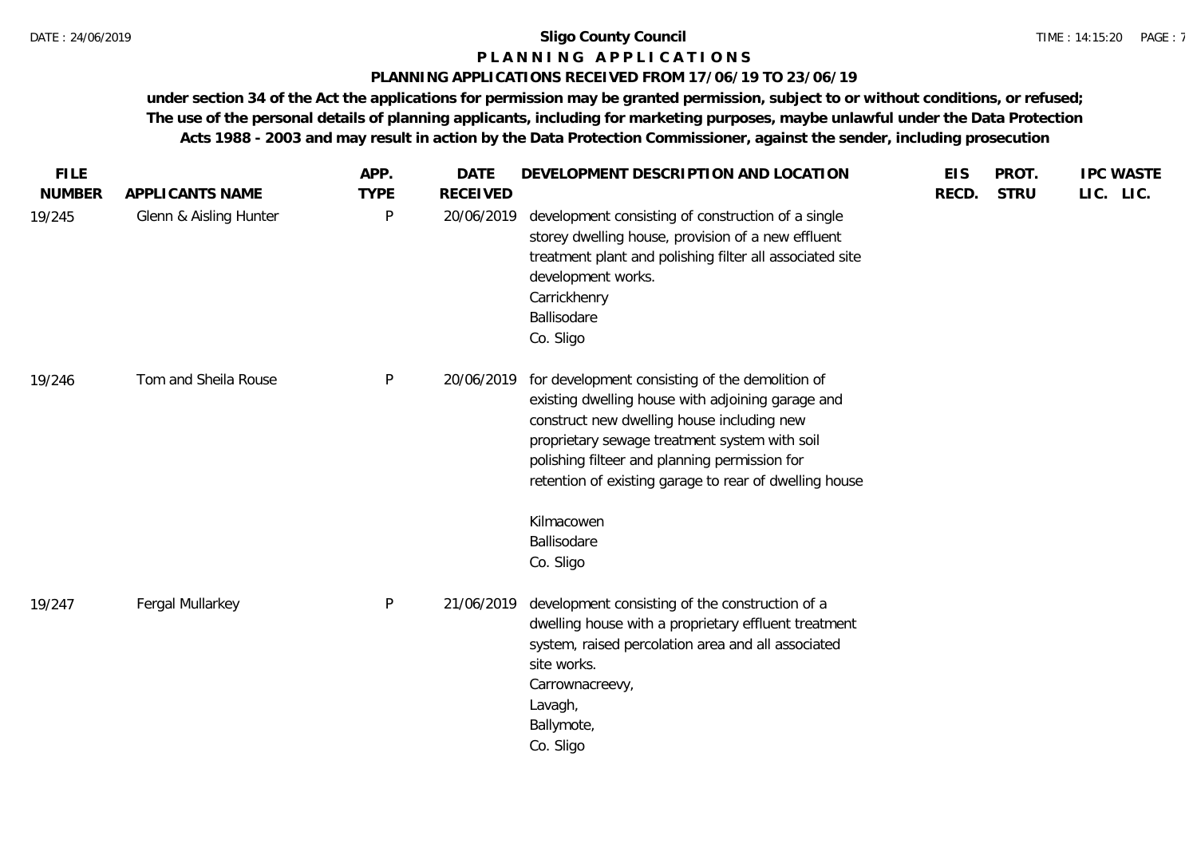# Sligo County Council

## P L A N N I N G  A P P L I C A T I O N S

### PLANNING APPLICATIONS RECEIVED FROM 17/06/19 TO 23/06/19

**under section 34 of the Act the applications for permission may be granted permission, subject to or without conditions, or refused; The use of the personal details of planning applicants, including for marketing purposes, maybe unlawful under the Data Protection Acts 1988 - 2003 and may result in action by the Data Protection Commissioner, against the sender, including prosecution**

| FILE NUMBER | APPLICANTS NAME | APP. TYPE | DATE RECEIVED | DEVELOPMENT DESCRIPTION AND LOCATION | EIS RECD. | PROT. STRU | IPC LIC. | WASTE LIC. |
|---|---|---|---|---|---|---|---|---|
| 19/245 | Glenn & Aisling Hunter | P | 20/06/2019 | development consisting of construction of a single storey dwelling house, provision of a new effluent treatment plant and polishing filter all associated site development works.<br>Carrickhenry<br>Ballisodare<br>Co. Sligo | | | | |
| 19/246 | Tom and Sheila Rouse | P | 20/06/2019 | for development consisting of the demolition of existing dwelling house with adjoining garage and construct new dwelling house including new proprietary sewage treatment system with soil polishing filteer and planning permission for retention of existing garage to rear of dwelling house<br>Kilmacowen<br>Ballisodare<br>Co. Sligo | | | | |
| 19/247 | Fergal Mullarkey | P | 21/06/2019 | development consisting of the construction of a dwelling house with a proprietary effluent treatment system, raised percolation area and all associated site works.<br>Carrownacreevy,<br>Lavagh,<br>Ballymote,<br>Co. Sligo | | | | |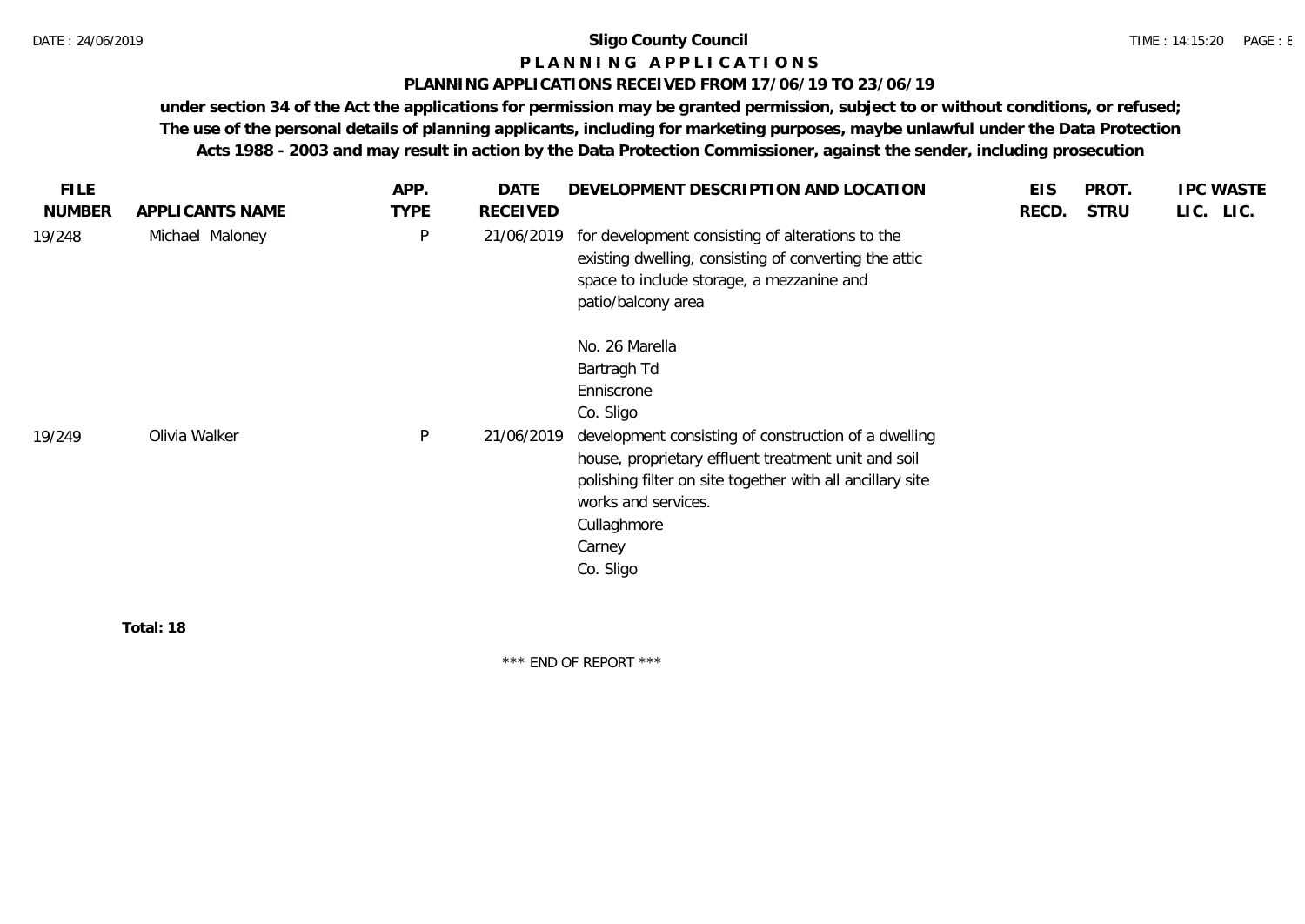**Sligo County Council**

**P L A N N I N G   A P P L I C A T I O N S**

**PLANNING APPLICATIONS RECEIVED FROM 17/06/19 TO 23/06/19**

**under section 34 of the Act the applications for permission may be granted permission, subject to or without conditions, or refused; The use of the personal details of planning applicants, including for marketing purposes, maybe unlawful under the Data Protection Acts 1988 - 2003 and may result in action by the Data Protection Commissioner, against the sender, including prosecution**

| FILE NUMBER | APPLICANTS NAME | APP. TYPE | DATE RECEIVED | DEVELOPMENT DESCRIPTION AND LOCATION | EIS RECD. | PROT. STRU | IPC LIC. | WASTE LIC. |
|---|---|---|---|---|---|---|---|---|
| 19/248 | Michael Maloney | P | 21/06/2019 | for development consisting of alterations to the existing dwelling, consisting of converting the attic space to include storage, a mezzanine and patio/balcony area<br><br>No. 26 Marella<br>Bartragh Td<br>Enniscrone<br>Co. Sligo | | | | |
| 19/249 | Olivia Walker | P | 21/06/2019 | development consisting of construction of a dwelling house, proprietary effluent treatment unit and soil polishing filter on site together with all ancillary site works and services.<br>Cullaghmore<br>Carney<br>Co. Sligo | | | | |

**Total: 18**

\*\*\* END OF REPORT \*\*\*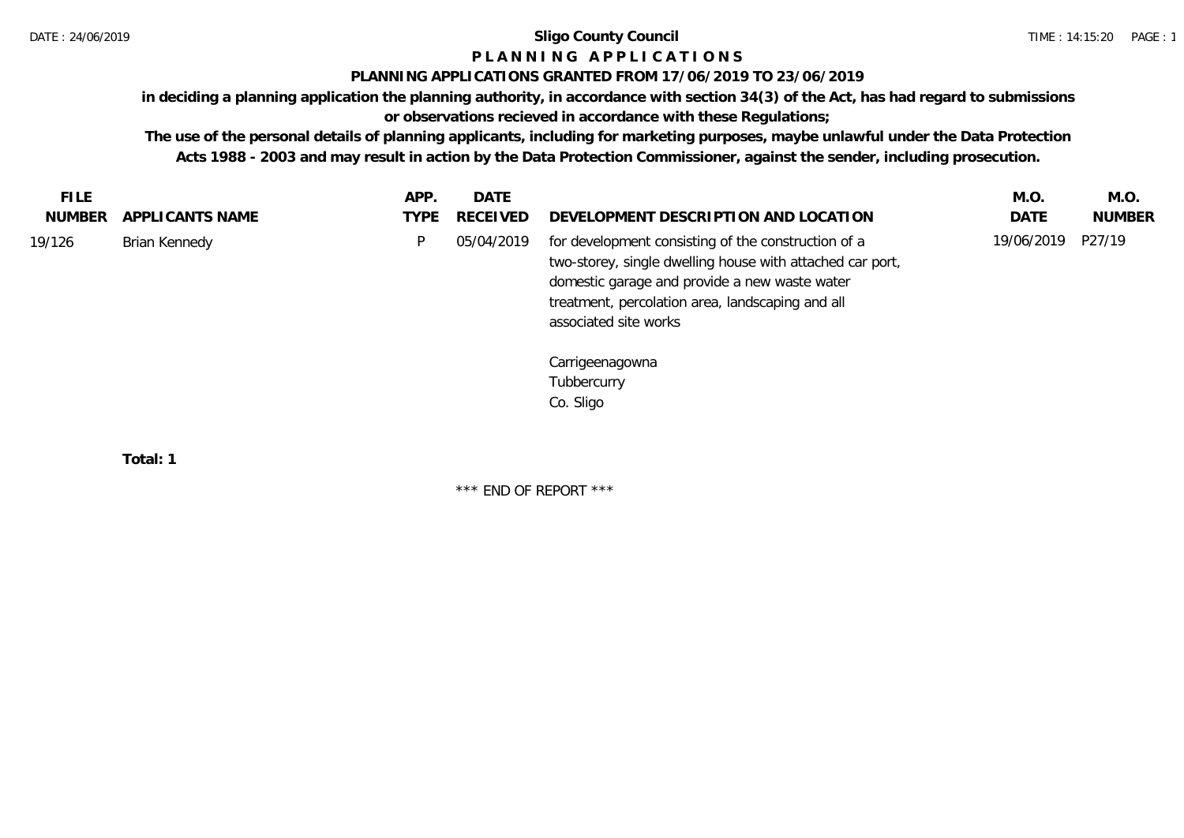**Sligo County Council**

**P L A N N I N G A P P L I C A T I O N S**

**PLANNING APPLICATIONS GRANTED FROM 17/06/2019 TO 23/06/2019**

**in deciding a planning application the planning authority, in accordance with section 34(3) of the Act, has had regard to submissions or observations recieved in accordance with these Regulations;**

**The use of the personal details of planning applicants, including for marketing purposes, maybe unlawful under the Data Protection Acts 1988 - 2003 and may result in action by the Data Protection Commissioner, against the sender, including prosecution.**

| FILE NUMBER | APPLICANTS NAME | APP. TYPE | DATE RECEIVED | DEVELOPMENT DESCRIPTION AND LOCATION | M.O. DATE | M.O. NUMBER |
|---|---|---|---|---|---|---|
| 19/126 | Brian Kennedy | P | 05/04/2019 | for development consisting of the construction of a two-storey, single dwelling house with attached car port, domestic garage and provide a new waste water treatment, percolation area, landscaping and all associated site works<br><br>Carrigeenagowna<br>Tubbercurry<br>Co. Sligo | 19/06/2019 | P27/19 |

**Total: 1**

\*\*\* END OF REPORT \*\*\*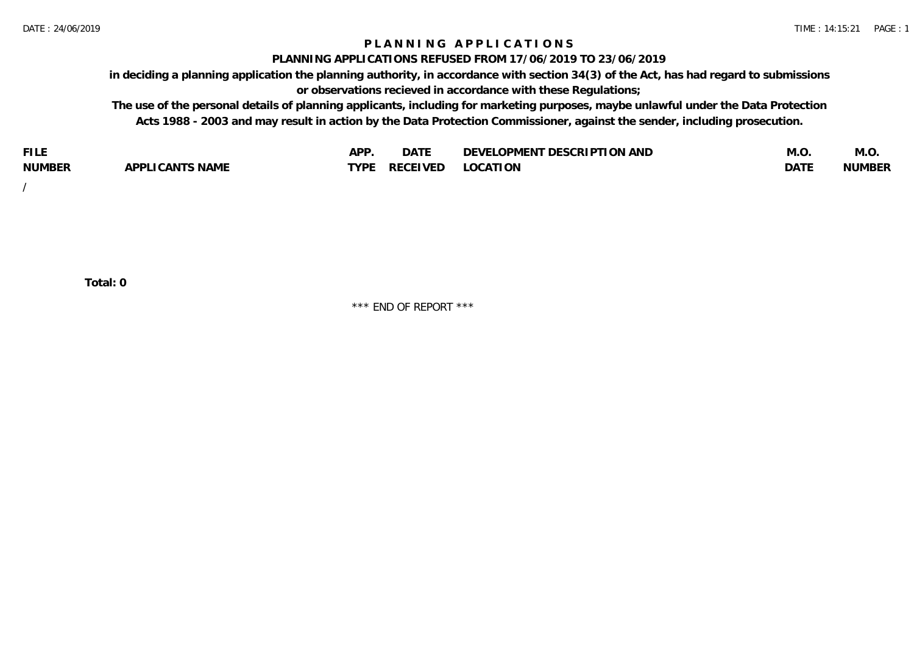# PLANNING APPLICATIONS

## PLANNING APPLICATIONS REFUSED FROM 17/06/2019 TO 23/06/2019

**in deciding a planning application the planning authority, in accordance with section 34(3) of the Act, has had regard to submissions or observations recieved in accordance with these Regulations;**

**The use of the personal details of planning applicants, including for marketing purposes, maybe unlawful under the Data Protection Acts 1988 - 2003 and may result in action by the Data Protection Commissioner, against the sender, including prosecution.**

| FILE NUMBER | APPLICANTS NAME | APP. TYPE | DATE RECEIVED | DEVELOPMENT DESCRIPTION AND LOCATION | M.O. DATE | M.O. NUMBER |
|---|---|---|---|---|---|---|
| / | | | | | | |

**Total: 0**

*** END OF REPORT ***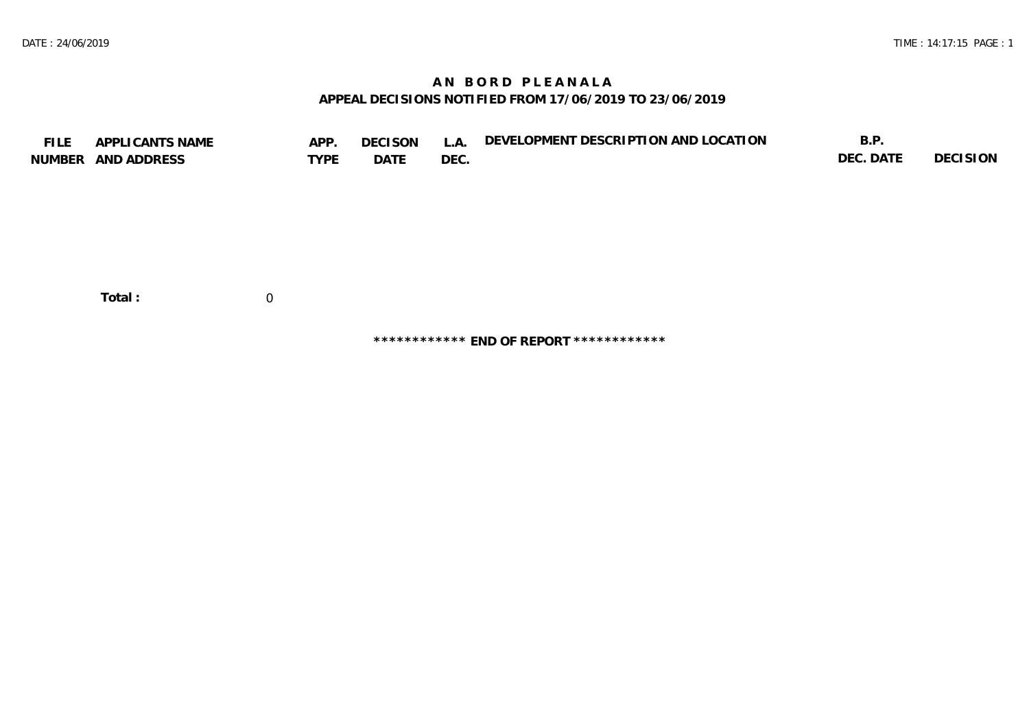# AN BORD PLEANALA

## APPEAL DECISIONS NOTIFIED FROM 17/06/2019 TO 23/06/2019

| FILE NUMBER | APPLICANTS NAME AND ADDRESS | APP. TYPE | DECISON DATE | L.A. DEC. | DEVELOPMENT DESCRIPTION AND LOCATION | B.P. DEC. DATE | DECISION |
|---|---|---|---|---|---|---|---|

**Total :** 0

************ **END OF REPORT** ************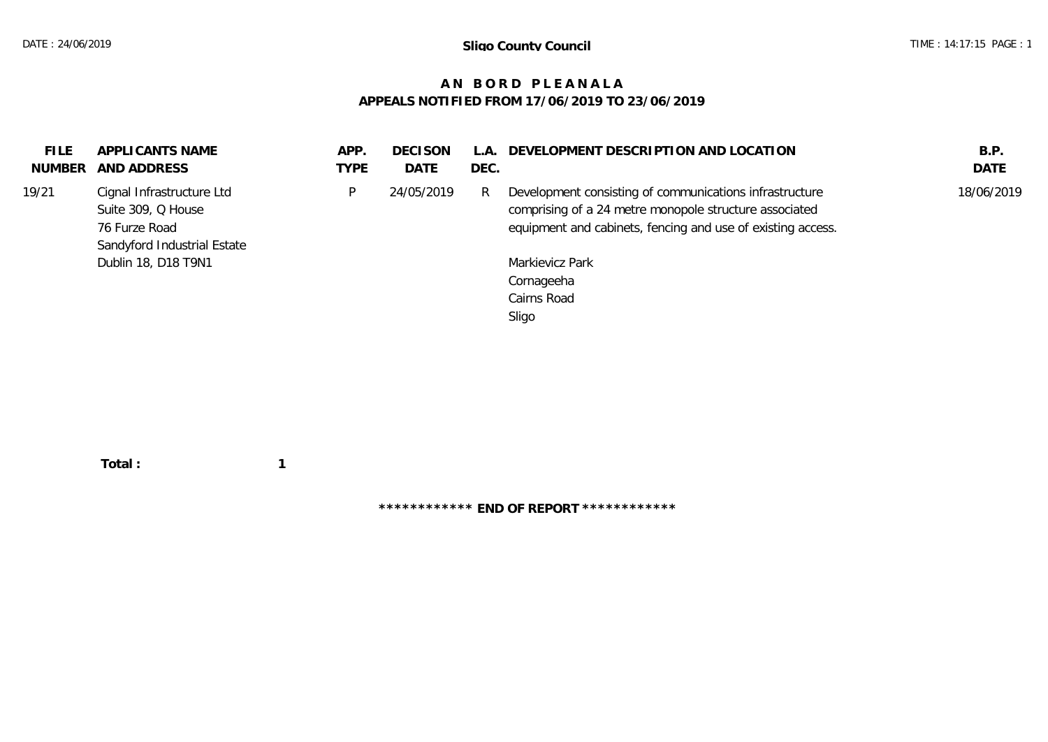**Sligo County Council**

# AN BORD PLEANALA

## APPEALS NOTIFIED FROM 17/06/2019 TO 23/06/2019

| FILE NUMBER | APPLICANTS NAME AND ADDRESS | APP. TYPE | DECISON DATE | L.A. DEC. | DEVELOPMENT DESCRIPTION AND LOCATION | B.P. DATE |
|---|---|---|---|---|---|---|
| 19/21 | Cignal Infrastructure Ltd<br>Suite 309, Q House<br>76 Furze Road<br>Sandyford Industrial Estate<br>Dublin 18, D18 T9N1 | P | 24/05/2019 | R | Development consisting of communications infrastructure comprising of a 24 metre monopole structure associated equipment and cabinets, fencing and use of existing access.<br><br>Markievicz Park<br>Cornageeha<br>Cairns Road<br>Sligo | 18/06/2019 |

**Total : 1**

**\*\*\*\*\*\*\*\*\*\*\*\* END OF REPORT \*\*\*\*\*\*\*\*\*\*\*\***